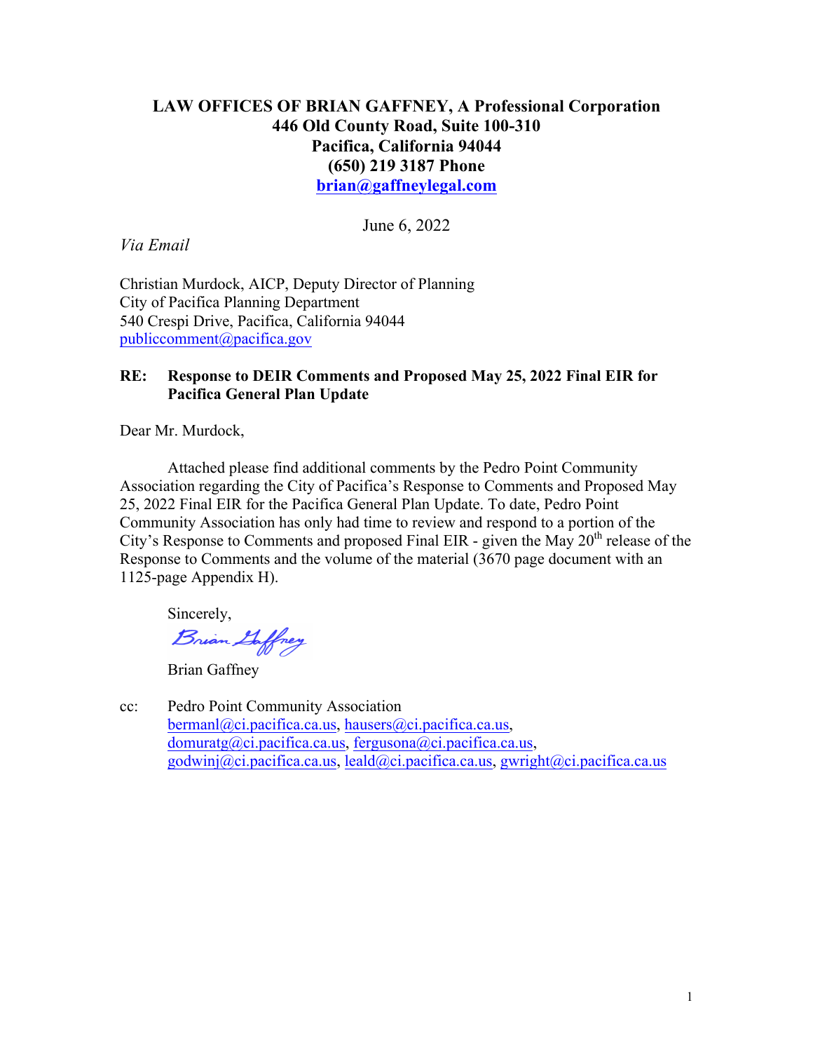**LAW OFFICES OF BRIAN GAFFNEY, A Professional Corporation**
**446 Old County Road, Suite 100-310**
**Pacifica, California 94044**
**(650) 219 3187 Phone**
**brian@gaffneylegal.com**

June 6, 2022

*Via Email*

Christian Murdock, AICP, Deputy Director of Planning
City of Pacifica Planning Department
540 Crespi Drive, Pacifica, California 94044
publiccomment@pacifica.gov

**RE: Response to DEIR Comments and Proposed May 25, 2022 Final EIR for Pacifica General Plan Update**

Dear Mr. Murdock,

Attached please find additional comments by the Pedro Point Community Association regarding the City of Pacifica's Response to Comments and Proposed May 25, 2022 Final EIR for the Pacifica General Plan Update. To date, Pedro Point Community Association has only had time to review and respond to a portion of the City's Response to Comments and proposed Final EIR - given the May 20th release of the Response to Comments and the volume of the material (3670 page document with an 1125-page Appendix H).

Sincerely,

Brian Gaffney

Brian Gaffney

cc: Pedro Point Community Association
bermanl@ci.pacifica.ca.us, hausers@ci.pacifica.ca.us,
domuratg@ci.pacifica.ca.us, fergusona@ci.pacifica.ca.us,
godwinj@ci.pacifica.ca.us, leald@ci.pacifica.ca.us, gwright@ci.pacifica.ca.us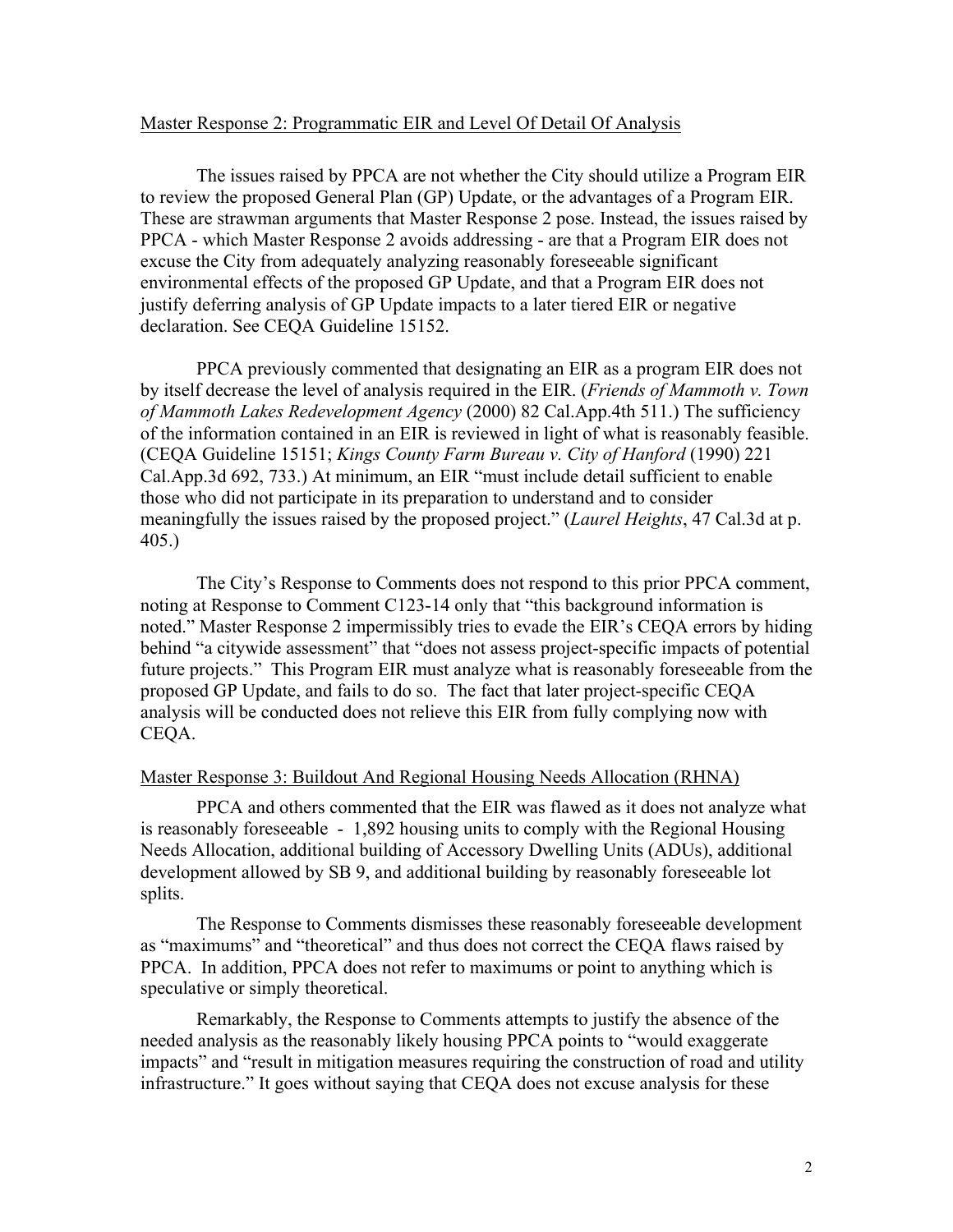## Master Response 2: Programmatic EIR and Level Of Detail Of Analysis

The issues raised by PPCA are not whether the City should utilize a Program EIR to review the proposed General Plan (GP) Update, or the advantages of a Program EIR. These are strawman arguments that Master Response 2 pose. Instead, the issues raised by PPCA - which Master Response 2 avoids addressing - are that a Program EIR does not excuse the City from adequately analyzing reasonably foreseeable significant environmental effects of the proposed GP Update, and that a Program EIR does not justify deferring analysis of GP Update impacts to a later tiered EIR or negative declaration. See CEQA Guideline 15152.

PPCA previously commented that designating an EIR as a program EIR does not by itself decrease the level of analysis required in the EIR. (*Friends of Mammoth v. Town of Mammoth Lakes Redevelopment Agency* (2000) 82 Cal.App.4th 511.) The sufficiency of the information contained in an EIR is reviewed in light of what is reasonably feasible. (CEQA Guideline 15151; *Kings County Farm Bureau v. City of Hanford* (1990) 221 Cal.App.3d 692, 733.) At minimum, an EIR "must include detail sufficient to enable those who did not participate in its preparation to understand and to consider meaningfully the issues raised by the proposed project." (*Laurel Heights*, 47 Cal.3d at p. 405.)

The City's Response to Comments does not respond to this prior PPCA comment, noting at Response to Comment C123-14 only that "this background information is noted." Master Response 2 impermissibly tries to evade the EIR's CEQA errors by hiding behind "a citywide assessment" that "does not assess project-specific impacts of potential future projects." This Program EIR must analyze what is reasonably foreseeable from the proposed GP Update, and fails to do so. The fact that later project-specific CEQA analysis will be conducted does not relieve this EIR from fully complying now with CEQA.

## Master Response 3: Buildout And Regional Housing Needs Allocation (RHNA)

PPCA and others commented that the EIR was flawed as it does not analyze what is reasonably foreseeable - 1,892 housing units to comply with the Regional Housing Needs Allocation, additional building of Accessory Dwelling Units (ADUs), additional development allowed by SB 9, and additional building by reasonably foreseeable lot splits.

The Response to Comments dismisses these reasonably foreseeable development as "maximums" and "theoretical" and thus does not correct the CEQA flaws raised by PPCA. In addition, PPCA does not refer to maximums or point to anything which is speculative or simply theoretical.

Remarkably, the Response to Comments attempts to justify the absence of the needed analysis as the reasonably likely housing PPCA points to "would exaggerate impacts" and "result in mitigation measures requiring the construction of road and utility infrastructure." It goes without saying that CEQA does not excuse analysis for these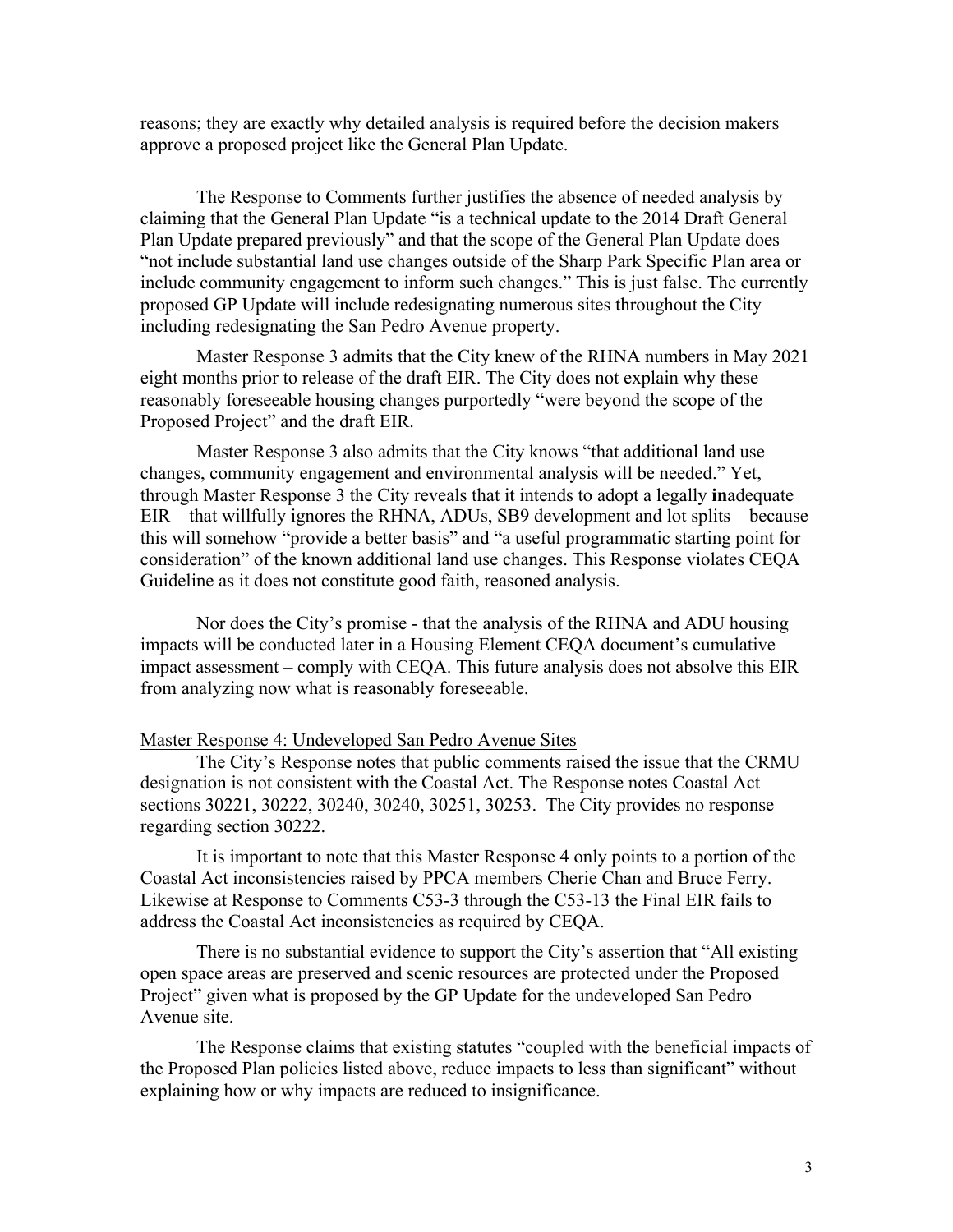reasons; they are exactly why detailed analysis is required before the decision makers approve a proposed project like the General Plan Update.

The Response to Comments further justifies the absence of needed analysis by claiming that the General Plan Update "is a technical update to the 2014 Draft General Plan Update prepared previously" and that the scope of the General Plan Update does "not include substantial land use changes outside of the Sharp Park Specific Plan area or include community engagement to inform such changes." This is just false. The currently proposed GP Update will include redesignating numerous sites throughout the City including redesignating the San Pedro Avenue property.

Master Response 3 admits that the City knew of the RHNA numbers in May 2021 eight months prior to release of the draft EIR. The City does not explain why these reasonably foreseeable housing changes purportedly "were beyond the scope of the Proposed Project" and the draft EIR.

Master Response 3 also admits that the City knows "that additional land use changes, community engagement and environmental analysis will be needed." Yet, through Master Response 3 the City reveals that it intends to adopt a legally **in**adequate EIR – that willfully ignores the RHNA, ADUs, SB9 development and lot splits – because this will somehow "provide a better basis" and "a useful programmatic starting point for consideration" of the known additional land use changes. This Response violates CEQA Guideline as it does not constitute good faith, reasoned analysis.

Nor does the City's promise - that the analysis of the RHNA and ADU housing impacts will be conducted later in a Housing Element CEQA document's cumulative impact assessment – comply with CEQA. This future analysis does not absolve this EIR from analyzing now what is reasonably foreseeable.

Master Response 4: Undeveloped San Pedro Avenue Sites

The City's Response notes that public comments raised the issue that the CRMU designation is not consistent with the Coastal Act. The Response notes Coastal Act sections 30221, 30222, 30240, 30240, 30251, 30253. The City provides no response regarding section 30222.

It is important to note that this Master Response 4 only points to a portion of the Coastal Act inconsistencies raised by PPCA members Cherie Chan and Bruce Ferry. Likewise at Response to Comments C53-3 through the C53-13 the Final EIR fails to address the Coastal Act inconsistencies as required by CEQA.

There is no substantial evidence to support the City's assertion that "All existing open space areas are preserved and scenic resources are protected under the Proposed Project" given what is proposed by the GP Update for the undeveloped San Pedro Avenue site.

The Response claims that existing statutes "coupled with the beneficial impacts of the Proposed Plan policies listed above, reduce impacts to less than significant" without explaining how or why impacts are reduced to insignificance.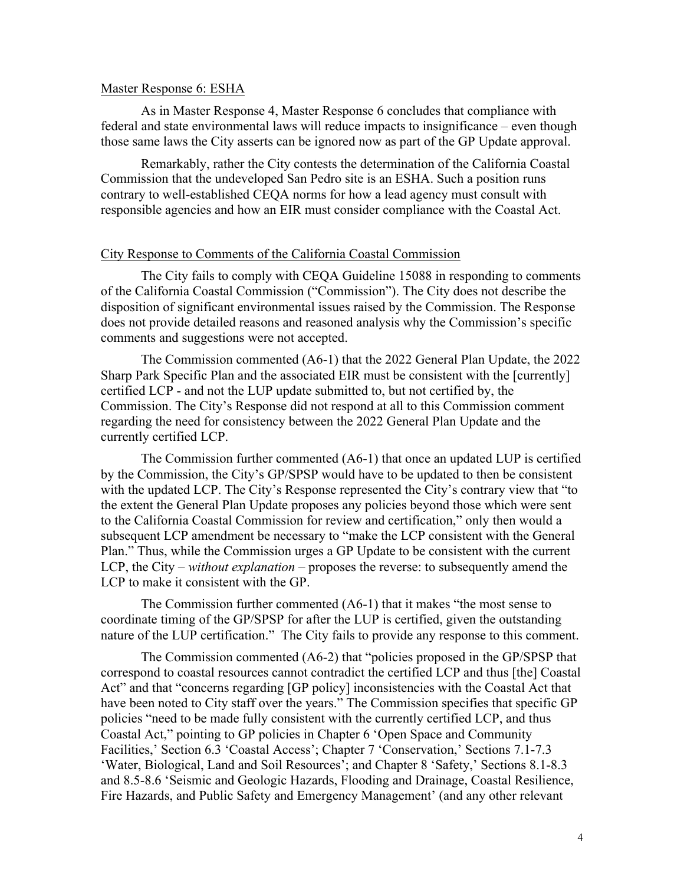<u>Master Response 6: ESHA</u>

As in Master Response 4, Master Response 6 concludes that compliance with federal and state environmental laws will reduce impacts to insignificance – even though those same laws the City asserts can be ignored now as part of the GP Update approval.

Remarkably, rather the City contests the determination of the California Coastal Commission that the undeveloped San Pedro site is an ESHA. Such a position runs contrary to well-established CEQA norms for how a lead agency must consult with responsible agencies and how an EIR must consider compliance with the Coastal Act.

<u>City Response to Comments of the California Coastal Commission</u>

The City fails to comply with CEQA Guideline 15088 in responding to comments of the California Coastal Commission ("Commission"). The City does not describe the disposition of significant environmental issues raised by the Commission. The Response does not provide detailed reasons and reasoned analysis why the Commission's specific comments and suggestions were not accepted.

The Commission commented (A6-1) that the 2022 General Plan Update, the 2022 Sharp Park Specific Plan and the associated EIR must be consistent with the [currently] certified LCP - and not the LUP update submitted to, but not certified by, the Commission. The City's Response did not respond at all to this Commission comment regarding the need for consistency between the 2022 General Plan Update and the currently certified LCP.

The Commission further commented (A6-1) that once an updated LUP is certified by the Commission, the City's GP/SPSP would have to be updated to then be consistent with the updated LCP. The City's Response represented the City's contrary view that "to the extent the General Plan Update proposes any policies beyond those which were sent to the California Coastal Commission for review and certification," only then would a subsequent LCP amendment be necessary to "make the LCP consistent with the General Plan." Thus, while the Commission urges a GP Update to be consistent with the current LCP, the City – *without explanation* – proposes the reverse: to subsequently amend the LCP to make it consistent with the GP.

The Commission further commented (A6-1) that it makes "the most sense to coordinate timing of the GP/SPSP for after the LUP is certified, given the outstanding nature of the LUP certification." The City fails to provide any response to this comment.

The Commission commented (A6-2) that "policies proposed in the GP/SPSP that correspond to coastal resources cannot contradict the certified LCP and thus [the] Coastal Act" and that "concerns regarding [GP policy] inconsistencies with the Coastal Act that have been noted to City staff over the years." The Commission specifies that specific GP policies "need to be made fully consistent with the currently certified LCP, and thus Coastal Act," pointing to GP policies in Chapter 6 'Open Space and Community Facilities,' Section 6.3 'Coastal Access'; Chapter 7 'Conservation,' Sections 7.1-7.3 'Water, Biological, Land and Soil Resources'; and Chapter 8 'Safety,' Sections 8.1-8.3 and 8.5-8.6 'Seismic and Geologic Hazards, Flooding and Drainage, Coastal Resilience, Fire Hazards, and Public Safety and Emergency Management' (and any other relevant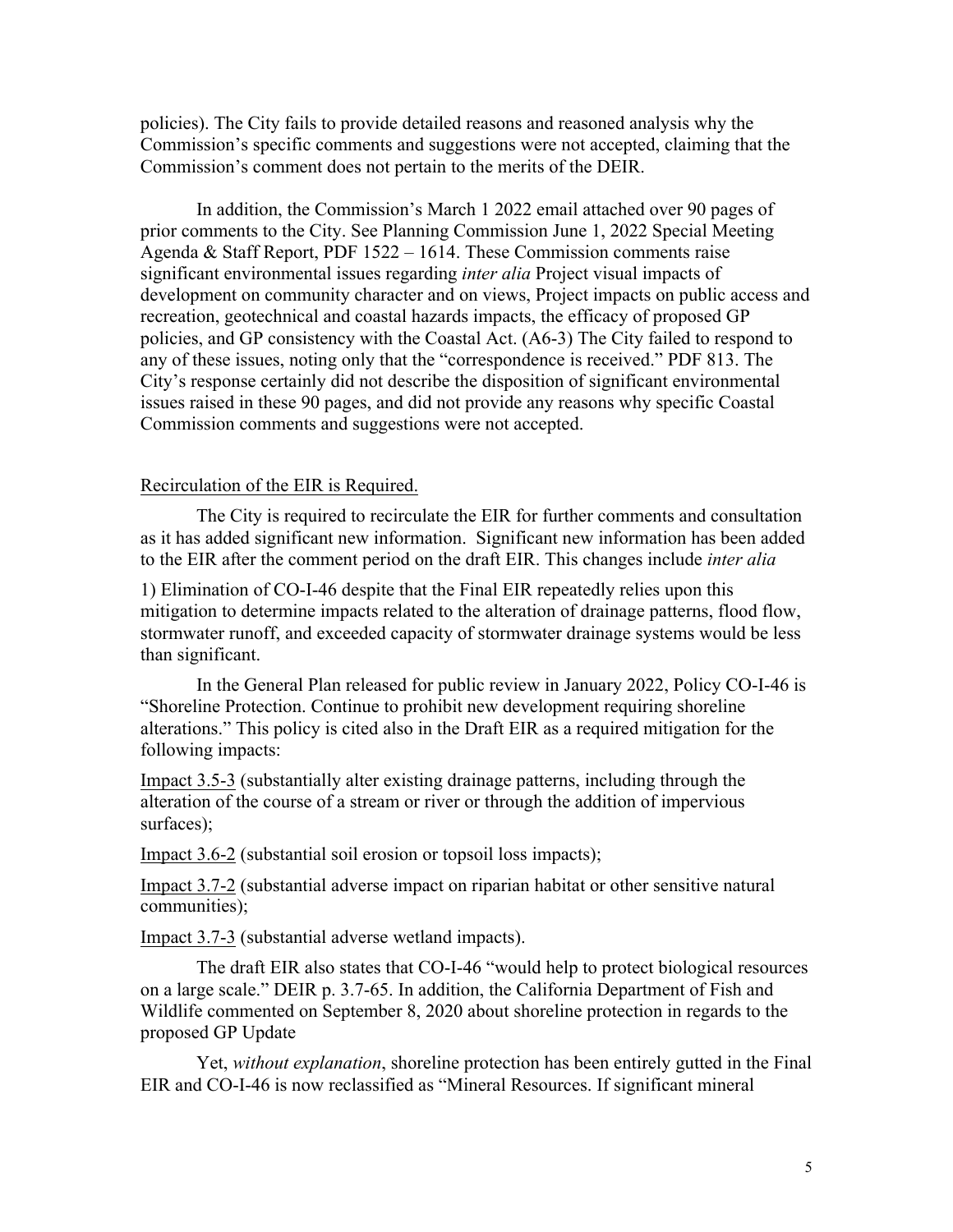policies). The City fails to provide detailed reasons and reasoned analysis why the Commission's specific comments and suggestions were not accepted, claiming that the Commission's comment does not pertain to the merits of the DEIR.

In addition, the Commission's March 1 2022 email attached over 90 pages of prior comments to the City. See Planning Commission June 1, 2022 Special Meeting Agenda & Staff Report, PDF 1522 – 1614. These Commission comments raise significant environmental issues regarding *inter alia* Project visual impacts of development on community character and on views, Project impacts on public access and recreation, geotechnical and coastal hazards impacts, the efficacy of proposed GP policies, and GP consistency with the Coastal Act. (A6-3) The City failed to respond to any of these issues, noting only that the "correspondence is received." PDF 813. The City's response certainly did not describe the disposition of significant environmental issues raised in these 90 pages, and did not provide any reasons why specific Coastal Commission comments and suggestions were not accepted.

<u>Recirculation of the EIR is Required.</u>

The City is required to recirculate the EIR for further comments and consultation as it has added significant new information. Significant new information has been added to the EIR after the comment period on the draft EIR. This changes include *inter alia*

1) Elimination of CO-I-46 despite that the Final EIR repeatedly relies upon this mitigation to determine impacts related to the alteration of drainage patterns, flood flow, stormwater runoff, and exceeded capacity of stormwater drainage systems would be less than significant.

In the General Plan released for public review in January 2022, Policy CO-I-46 is "Shoreline Protection. Continue to prohibit new development requiring shoreline alterations." This policy is cited also in the Draft EIR as a required mitigation for the following impacts:

<u>Impact 3.5-3</u> (substantially alter existing drainage patterns, including through the alteration of the course of a stream or river or through the addition of impervious surfaces);

<u>Impact 3.6-2</u> (substantial soil erosion or topsoil loss impacts);

<u>Impact 3.7-2</u> (substantial adverse impact on riparian habitat or other sensitive natural communities);

<u>Impact 3.7-3</u> (substantial adverse wetland impacts).

The draft EIR also states that CO-I-46 "would help to protect biological resources on a large scale." DEIR p. 3.7-65. In addition, the California Department of Fish and Wildlife commented on September 8, 2020 about shoreline protection in regards to the proposed GP Update

Yet, *without explanation*, shoreline protection has been entirely gutted in the Final EIR and CO-I-46 is now reclassified as "Mineral Resources. If significant mineral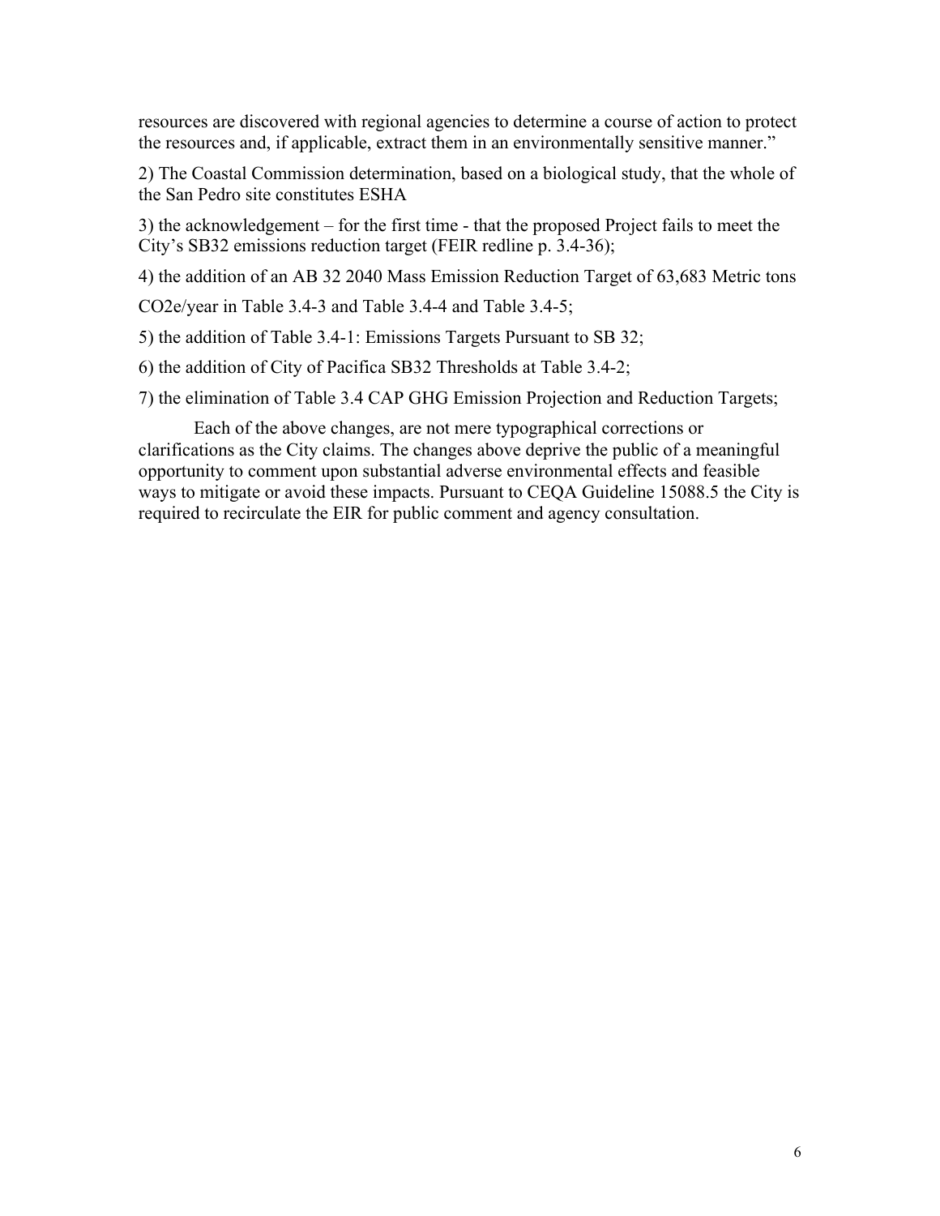resources are discovered with regional agencies to determine a course of action to protect the resources and, if applicable, extract them in an environmentally sensitive manner."

2) The Coastal Commission determination, based on a biological study, that the whole of the San Pedro site constitutes ESHA

3) the acknowledgement – for the first time - that the proposed Project fails to meet the City's SB32 emissions reduction target (FEIR redline p. 3.4-36);

4) the addition of an AB 32 2040 Mass Emission Reduction Target of 63,683 Metric tons

CO2e/year in Table 3.4-3 and Table 3.4-4 and Table 3.4-5;

5) the addition of Table 3.4-1: Emissions Targets Pursuant to SB 32;

6) the addition of City of Pacifica SB32 Thresholds at Table 3.4-2;

7) the elimination of Table 3.4 CAP GHG Emission Projection and Reduction Targets;

Each of the above changes, are not mere typographical corrections or clarifications as the City claims. The changes above deprive the public of a meaningful opportunity to comment upon substantial adverse environmental effects and feasible ways to mitigate or avoid these impacts. Pursuant to CEQA Guideline 15088.5 the City is required to recirculate the EIR for public comment and agency consultation.